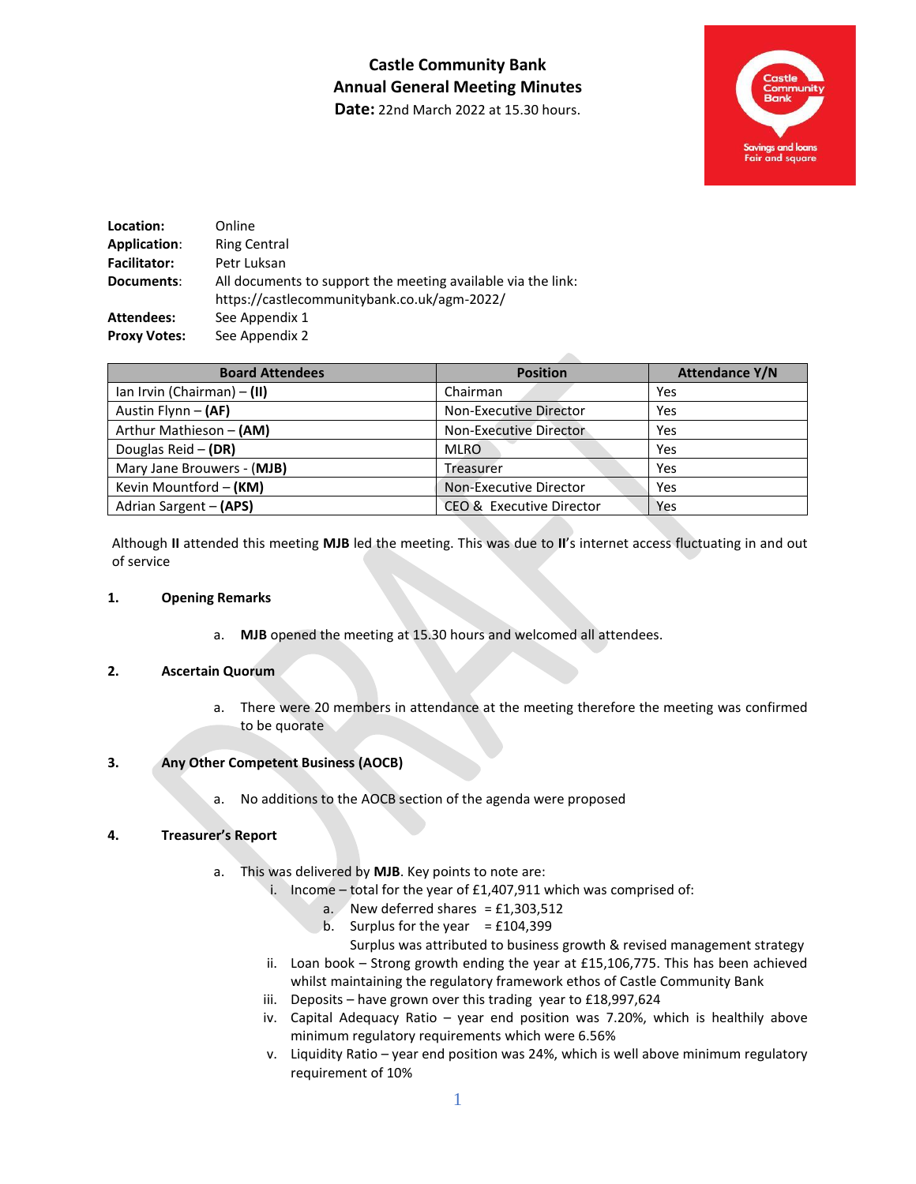# Castle Community Bank
## Annual General Meeting Minutes
**Date:** 22nd March 2022 at 15.30 hours.

**Location:** Online
**Application**: Ring Central
**Facilitator:** Petr Luksan
**Documents**: All documents to support the meeting available via the link: https://castlecommunitybank.co.uk/agm-2022/
**Attendees:** See Appendix 1
**Proxy Votes:** See Appendix 2

| Board Attendees | Position | Attendance Y/N |
|---|---|---|
| Ian Irvin (Chairman) – **(II)** | Chairman | Yes |
| Austin Flynn – **(AF)** | Non-Executive Director | Yes |
| Arthur Mathieson – **(AM)** | Non-Executive Director | Yes |
| Douglas Reid – **(DR)** | MLRO | Yes |
| Mary Jane Brouwers - (**MJB**) | Treasurer | Yes |
| Kevin Mountford – **(KM)** | Non-Executive Director | Yes |
| Adrian Sargent – **(APS)** | CEO & Executive Director | Yes |

Although **II** attended this meeting **MJB** led the meeting. This was due to **II**'s internet access fluctuating in and out of service

**1. Opening Remarks**

a. **MJB** opened the meeting at 15.30 hours and welcomed all attendees.

**2. Ascertain Quorum**

a. There were 20 members in attendance at the meeting therefore the meeting was confirmed to be quorate

**3. Any Other Competent Business (AOCB)**

a. No additions to the AOCB section of the agenda were proposed

**4. Treasurer's Report**

a. This was delivered by **MJB**. Key points to note are:
   i. Income – total for the year of £1,407,911 which was comprised of:
      a. New deferred shares = £1,303,512
      b. Surplus for the year = £104,399
      Surplus was attributed to business growth & revised management strategy
   ii. Loan book – Strong growth ending the year at £15,106,775. This has been achieved whilst maintaining the regulatory framework ethos of Castle Community Bank
   iii. Deposits – have grown over this trading year to £18,997,624
   iv. Capital Adequacy Ratio – year end position was 7.20%, which is healthily above minimum regulatory requirements which were 6.56%
   v. Liquidity Ratio – year end position was 24%, which is well above minimum regulatory requirement of 10%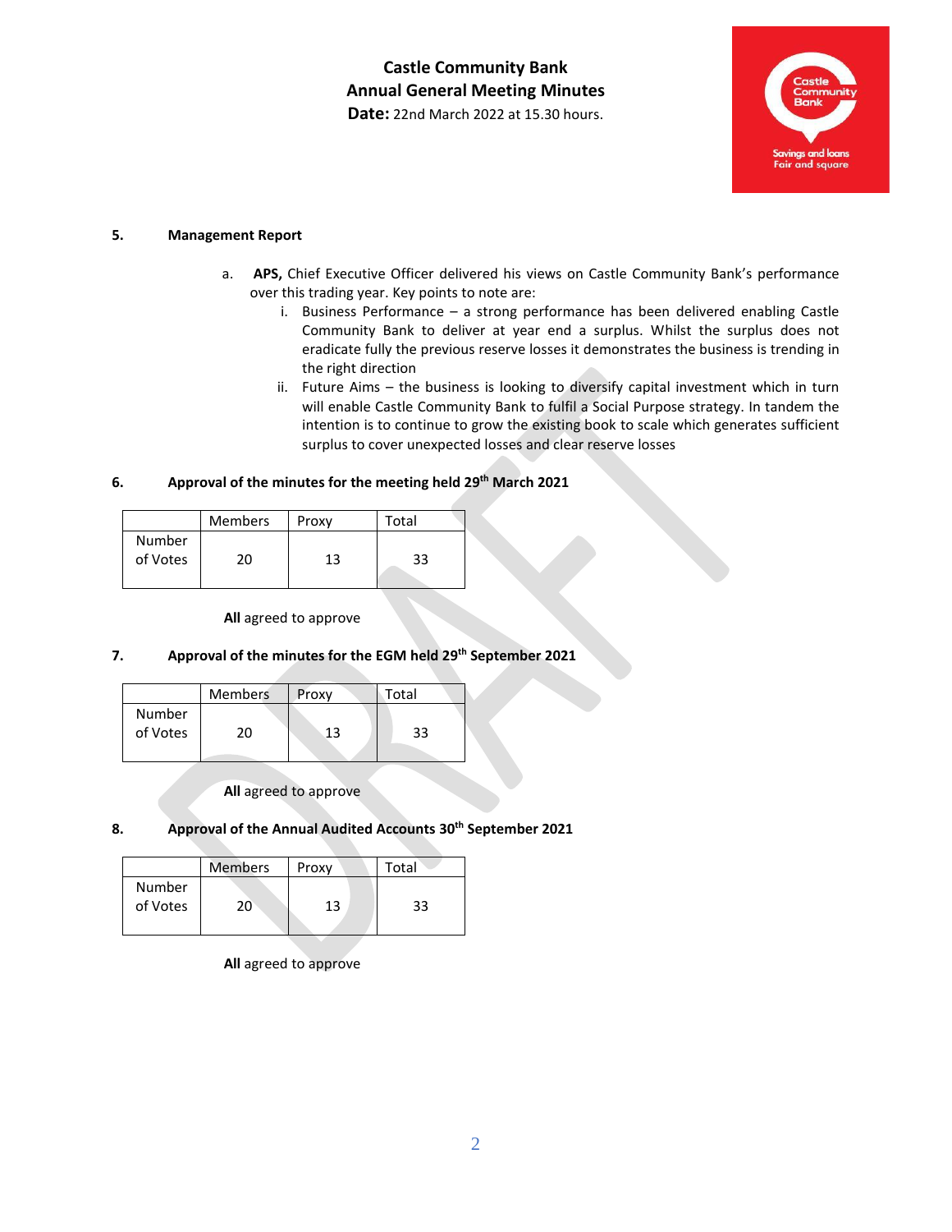**Castle Community Bank**
**Annual General Meeting Minutes**
**Date:** 22nd March 2022 at 15.30 hours.

## 5. Management Report

a. **APS,** Chief Executive Officer delivered his views on Castle Community Bank's performance over this trading year. Key points to note are:

   i. Business Performance – a strong performance has been delivered enabling Castle Community Bank to deliver at year end a surplus. Whilst the surplus does not eradicate fully the previous reserve losses it demonstrates the business is trending in the right direction

   ii. Future Aims – the business is looking to diversify capital investment which in turn will enable Castle Community Bank to fulfil a Social Purpose strategy. In tandem the intention is to continue to grow the existing book to scale which generates sufficient surplus to cover unexpected losses and clear reserve losses

## 6. Approval of the minutes for the meeting held 29th March 2021

| | Members | Proxy | Total |
|---|---|---|---|
| Number of Votes | 20 | 13 | 33 |

**All** agreed to approve

## 7. Approval of the minutes for the EGM held 29th September 2021

| | Members | Proxy | Total |
|---|---|---|---|
| Number of Votes | 20 | 13 | 33 |

**All** agreed to approve

## 8. Approval of the Annual Audited Accounts 30th September 2021

| | Members | Proxy | Total |
|---|---|---|---|
| Number of Votes | 20 | 13 | 33 |

**All** agreed to approve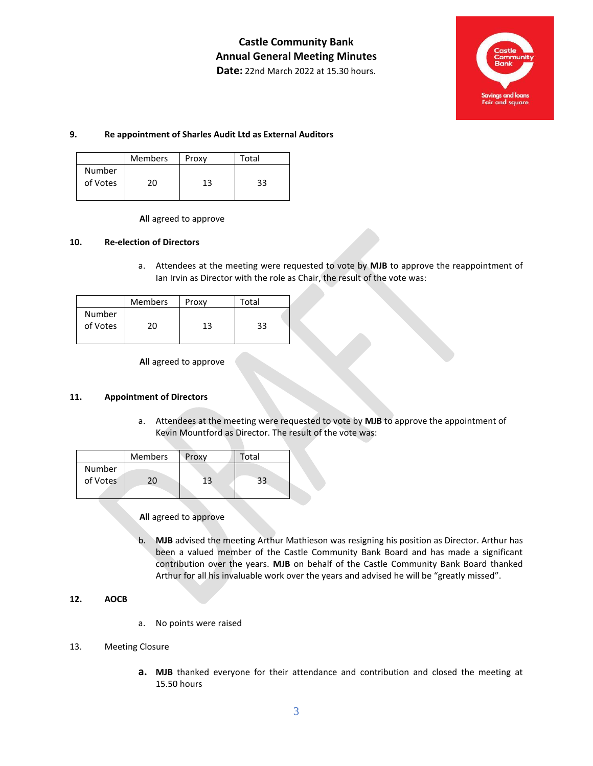# Castle Community Bank
## Annual General Meeting Minutes
**Date:** 22nd March 2022 at 15.30 hours.

### 9. Re appointment of Sharles Audit Ltd as External Auditors

| | Members | Proxy | Total |
|---|---|---|---|
| Number of Votes | 20 | 13 | 33 |

**All** agreed to approve

### 10. Re-election of Directors

a. Attendees at the meeting were requested to vote by **MJB** to approve the reappointment of Ian Irvin as Director with the role as Chair, the result of the vote was:

| | Members | Proxy | Total |
|---|---|---|---|
| Number of Votes | 20 | 13 | 33 |

**All** agreed to approve

### 11. Appointment of Directors

a. Attendees at the meeting were requested to vote by **MJB** to approve the appointment of Kevin Mountford as Director. The result of the vote was:

| | Members | Proxy | Total |
|---|---|---|---|
| Number of Votes | 20 | 13 | 33 |

**All** agreed to approve

b. **MJB** advised the meeting Arthur Mathieson was resigning his position as Director. Arthur has been a valued member of the Castle Community Bank Board and has made a significant contribution over the years. **MJB** on behalf of the Castle Community Bank Board thanked Arthur for all his invaluable work over the years and advised he will be "greatly missed".

### 12. AOCB

a. No points were raised

13. Meeting Closure

**a.** **MJB** thanked everyone for their attendance and contribution and closed the meeting at 15.50 hours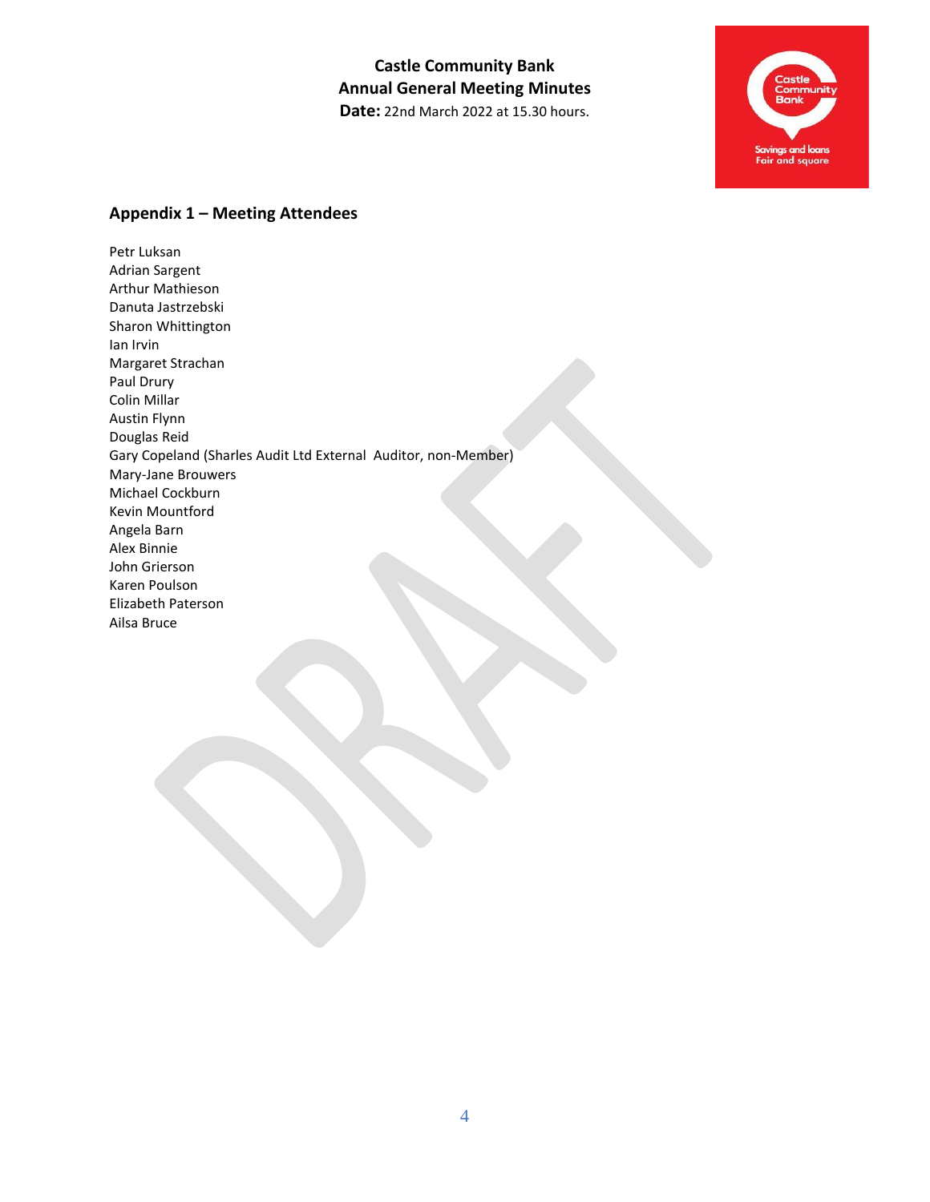# Castle Community Bank
## Annual General Meeting Minutes
**Date:** 22nd March 2022 at 15.30 hours.

## Appendix 1 – Meeting Attendees

Petr Luksan
Adrian Sargent
Arthur Mathieson
Danuta Jastrzebski
Sharon Whittington
Ian Irvin
Margaret Strachan
Paul Drury
Colin Millar
Austin Flynn
Douglas Reid
Gary Copeland (Sharles Audit Ltd External Auditor, non-Member)
Mary-Jane Brouwers
Michael Cockburn
Kevin Mountford
Angela Barn
Alex Binnie
John Grierson
Karen Poulson
Elizabeth Paterson
Ailsa Bruce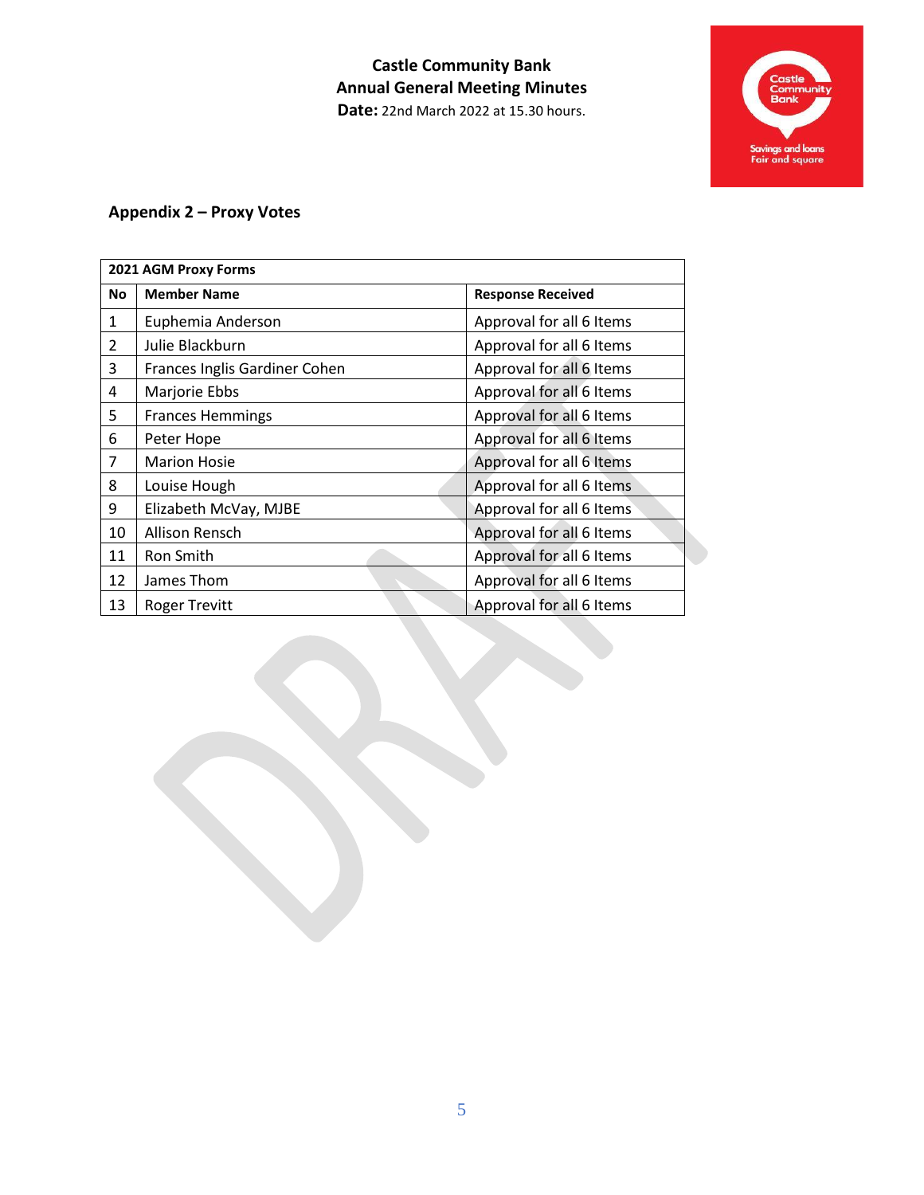# Castle Community Bank
## Annual General Meeting Minutes
**Date:** 22nd March 2022 at 15.30 hours.

## Appendix 2 – Proxy Votes

| 2021 AGM Proxy Forms | | |
|---|---|---|
| **No** | **Member Name** | **Response Received** |
| 1 | Euphemia Anderson | Approval for all 6 Items |
| 2 | Julie Blackburn | Approval for all 6 Items |
| 3 | Frances Inglis Gardiner Cohen | Approval for all 6 Items |
| 4 | Marjorie Ebbs | Approval for all 6 Items |
| 5 | Frances Hemmings | Approval for all 6 Items |
| 6 | Peter Hope | Approval for all 6 Items |
| 7 | Marion Hosie | Approval for all 6 Items |
| 8 | Louise Hough | Approval for all 6 Items |
| 9 | Elizabeth McVay, MJBE | Approval for all 6 Items |
| 10 | Allison Rensch | Approval for all 6 Items |
| 11 | Ron Smith | Approval for all 6 Items |
| 12 | James Thom | Approval for all 6 Items |
| 13 | Roger Trevitt | Approval for all 6 Items |